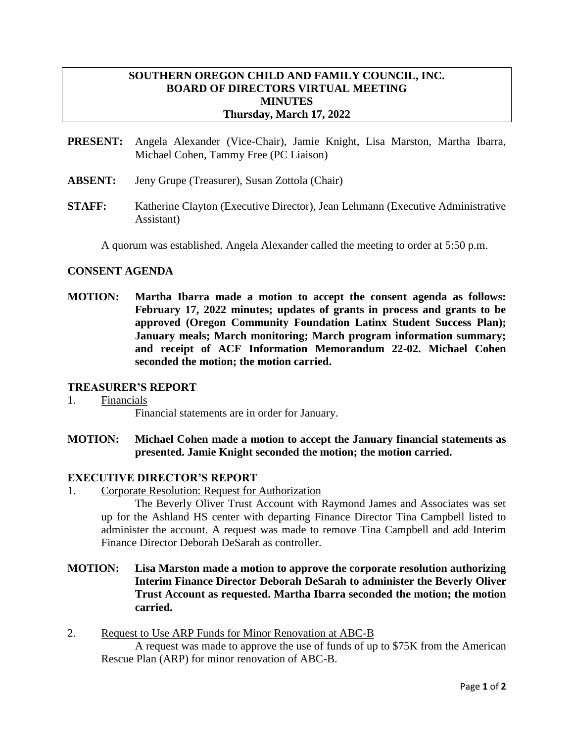# SOUTHERN OREGON CHILD AND FAMILY COUNCIL, INC.
## BOARD OF DIRECTORS VIRTUAL MEETING
## MINUTES
## Thursday, March 17, 2022

**PRESENT:** Angela Alexander (Vice-Chair), Jamie Knight, Lisa Marston, Martha Ibarra, Michael Cohen, Tammy Free (PC Liaison)

**ABSENT:** Jeny Grupe (Treasurer), Susan Zottola (Chair)

**STAFF:** Katherine Clayton (Executive Director), Jean Lehmann (Executive Administrative Assistant)

A quorum was established. Angela Alexander called the meeting to order at 5:50 p.m.

### CONSENT AGENDA

**MOTION: Martha Ibarra made a motion to accept the consent agenda as follows: February 17, 2022 minutes; updates of grants in process and grants to be approved (Oregon Community Foundation Latinx Student Success Plan); January meals; March monitoring; March program information summary; and receipt of ACF Information Memorandum 22-02. Michael Cohen seconded the motion; the motion carried.**

### TREASURER'S REPORT

1. Financials

   Financial statements are in order for January.

**MOTION: Michael Cohen made a motion to accept the January financial statements as presented. Jamie Knight seconded the motion; the motion carried.**

### EXECUTIVE DIRECTOR'S REPORT

1. Corporate Resolution: Request for Authorization

   The Beverly Oliver Trust Account with Raymond James and Associates was set up for the Ashland HS center with departing Finance Director Tina Campbell listed to administer the account. A request was made to remove Tina Campbell and add Interim Finance Director Deborah DeSarah as controller.

**MOTION: Lisa Marston made a motion to approve the corporate resolution authorizing Interim Finance Director Deborah DeSarah to administer the Beverly Oliver Trust Account as requested. Martha Ibarra seconded the motion; the motion carried.**

2. Request to Use ARP Funds for Minor Renovation at ABC-B

   A request was made to approve the use of funds of up to $75K from the American Rescue Plan (ARP) for minor renovation of ABC-B.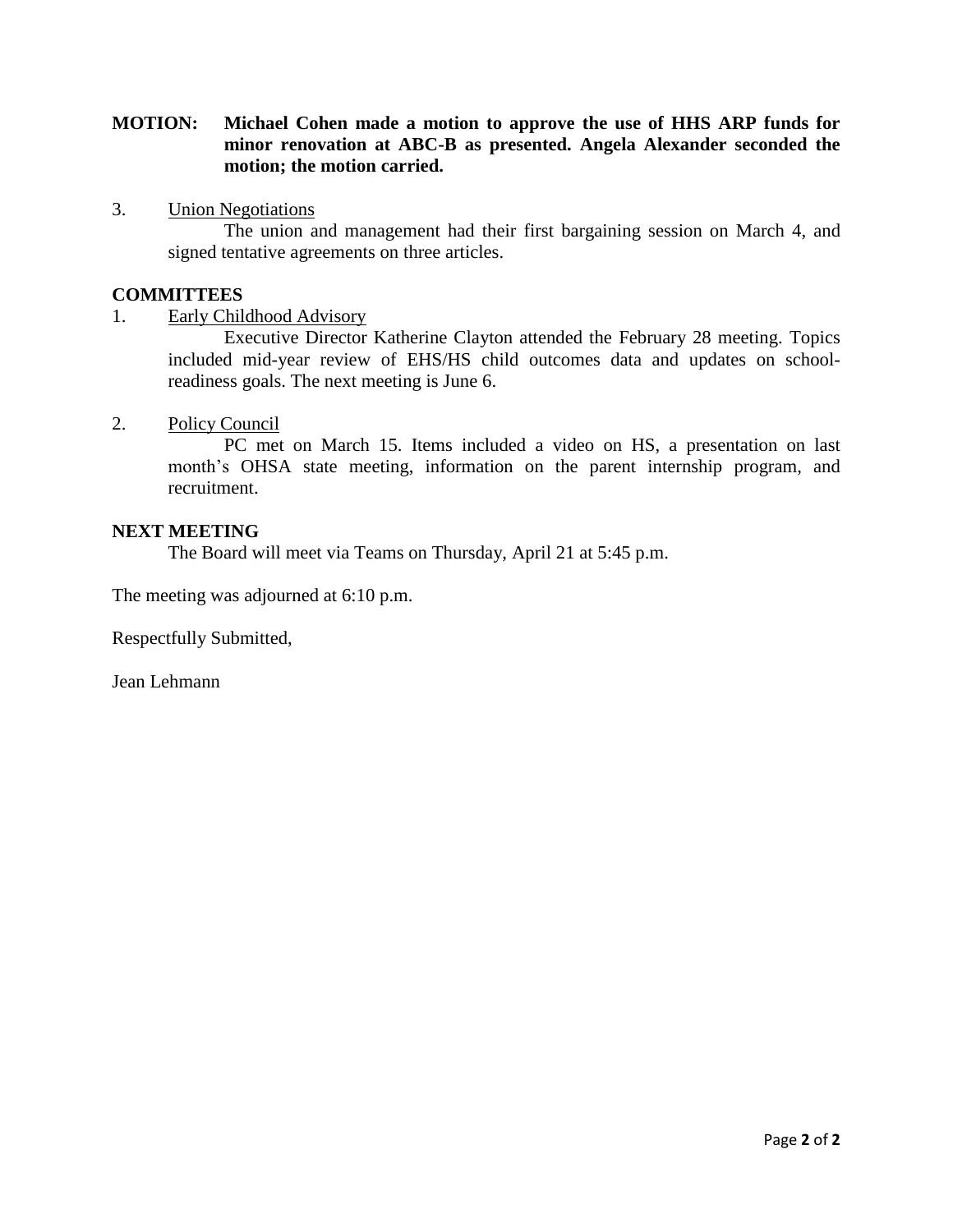**MOTION: Michael Cohen made a motion to approve the use of HHS ARP funds for minor renovation at ABC-B as presented. Angela Alexander seconded the motion; the motion carried.**

3. Union Negotiations

   The union and management had their first bargaining session on March 4, and signed tentative agreements on three articles.

## COMMITTEES

1. Early Childhood Advisory

   Executive Director Katherine Clayton attended the February 28 meeting. Topics included mid-year review of EHS/HS child outcomes data and updates on school-readiness goals. The next meeting is June 6.

2. Policy Council

   PC met on March 15. Items included a video on HS, a presentation on last month's OHSA state meeting, information on the parent internship program, and recruitment.

## NEXT MEETING

The Board will meet via Teams on Thursday, April 21 at 5:45 p.m.

The meeting was adjourned at 6:10 p.m.

Respectfully Submitted,

Jean Lehmann